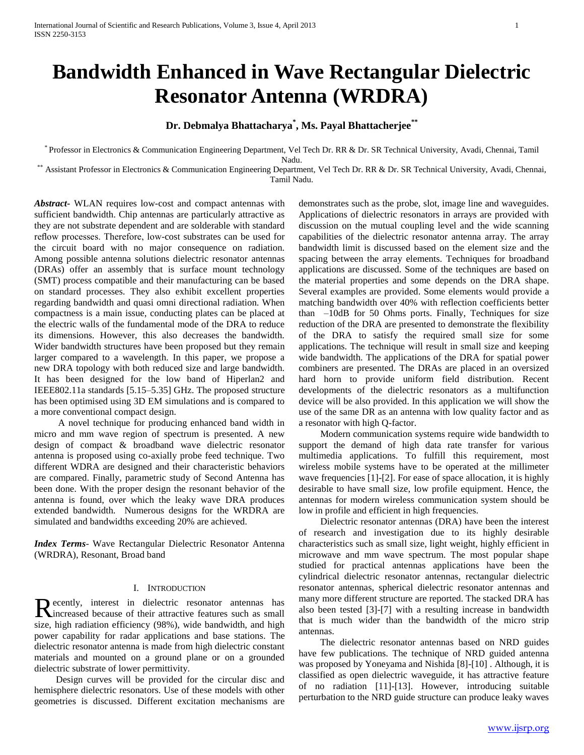# Bandwidth Enhanced in Wave Rectangular Dielectric Resonator Antenna (WRDRA)

**Dr. Debmalya Bhattacharya*, Ms. Payal Bhattacherjee****

* Professor in Electronics & Communication Engineering Department, Vel Tech Dr. RR & Dr. SR Technical University, Avadi, Chennai, Tamil Nadu.

** Assistant Professor in Electronics & Communication Engineering Department, Vel Tech Dr. RR & Dr. SR Technical University, Avadi, Chennai, Tamil Nadu.

***Abstract-*** WLAN requires low-cost and compact antennas with sufficient bandwidth. Chip antennas are particularly attractive as they are not substrate dependent and are solderable with standard reflow processes. Therefore, low-cost substrates can be used for the circuit board with no major consequence on radiation. Among possible antenna solutions dielectric resonator antennas (DRAs) offer an assembly that is surface mount technology (SMT) process compatible and their manufacturing can be based on standard processes. They also exhibit excellent properties regarding bandwidth and quasi omni directional radiation. When compactness is a main issue, conducting plates can be placed at the electric walls of the fundamental mode of the DRA to reduce its dimensions. However, this also decreases the bandwidth. Wider bandwidth structures have been proposed but they remain larger compared to a wavelength. In this paper, we propose a new DRA topology with both reduced size and large bandwidth. It has been designed for the low band of Hiperlan2 and IEEE802.11a standards [5.15–5.35] GHz. The proposed structure has been optimised using 3D EM simulations and is compared to a more conventional compact design.

A novel technique for producing enhanced band width in micro and mm wave region of spectrum is presented. A new design of compact & broadband wave dielectric resonator antenna is proposed using co-axially probe feed technique. Two different WDRA are designed and their characteristic behaviors are compared. Finally, parametric study of Second Antenna has been done. With the proper design the resonant behavior of the antenna is found, over which the leaky wave DRA produces extended bandwidth. Numerous designs for the WRDRA are simulated and bandwidths exceeding 20% are achieved.

***Index Terms*-** Wave Rectangular Dielectric Resonator Antenna (WRDRA), Resonant, Broad band

## I. Introduction

Recently, interest in dielectric resonator antennas has increased because of their attractive features such as small size, high radiation efficiency (98%), wide bandwidth, and high power capability for radar applications and base stations. The dielectric resonator antenna is made from high dielectric constant materials and mounted on a ground plane or on a grounded dielectric substrate of lower permittivity.

Design curves will be provided for the circular disc and hemisphere dielectric resonators. Use of these models with other geometries is discussed. Different excitation mechanisms are demonstrates such as the probe, slot, image line and waveguides. Applications of dielectric resonators in arrays are provided with discussion on the mutual coupling level and the wide scanning capabilities of the dielectric resonator antenna array. The array bandwidth limit is discussed based on the element size and the spacing between the array elements. Techniques for broadband applications are discussed. Some of the techniques are based on the material properties and some depends on the DRA shape. Several examples are provided. Some elements would provide a matching bandwidth over 40% with reflection coefficients better than –10dB for 50 Ohms ports. Finally, Techniques for size reduction of the DRA are presented to demonstrate the flexibility of the DRA to satisfy the required small size for some applications. The technique will result in small size and keeping wide bandwidth. The applications of the DRA for spatial power combiners are presented. The DRAs are placed in an oversized hard horn to provide uniform field distribution. Recent developments of the dielectric resonators as a multifunction device will be also provided. In this application we will show the use of the same DR as an antenna with low quality factor and as a resonator with high Q-factor.

Modern communication systems require wide bandwidth to support the demand of high data rate transfer for various multimedia applications. To fulfill this requirement, most wireless mobile systems have to be operated at the millimeter wave frequencies [1]-[2]. For ease of space allocation, it is highly desirable to have small size, low profile equipment. Hence, the antennas for modern wireless communication system should be low in profile and efficient in high frequencies.

Dielectric resonator antennas (DRA) have been the interest of research and investigation due to its highly desirable characteristics such as small size, light weight, highly efficient in microwave and mm wave spectrum. The most popular shape studied for practical antennas applications have been the cylindrical dielectric resonator antennas, rectangular dielectric resonator antennas, spherical dielectric resonator antennas and many more different structure are reported. The stacked DRA has also been tested [3]-[7] with a resulting increase in bandwidth that is much wider than the bandwidth of the micro strip antennas.

The dielectric resonator antennas based on NRD guides have few publications. The technique of NRD guided antenna was proposed by Yoneyama and Nishida [8]-[10] . Although, it is classified as open dielectric waveguide, it has attractive feature of no radiation [11]-[13]. However, introducing suitable perturbation to the NRD guide structure can produce leaky waves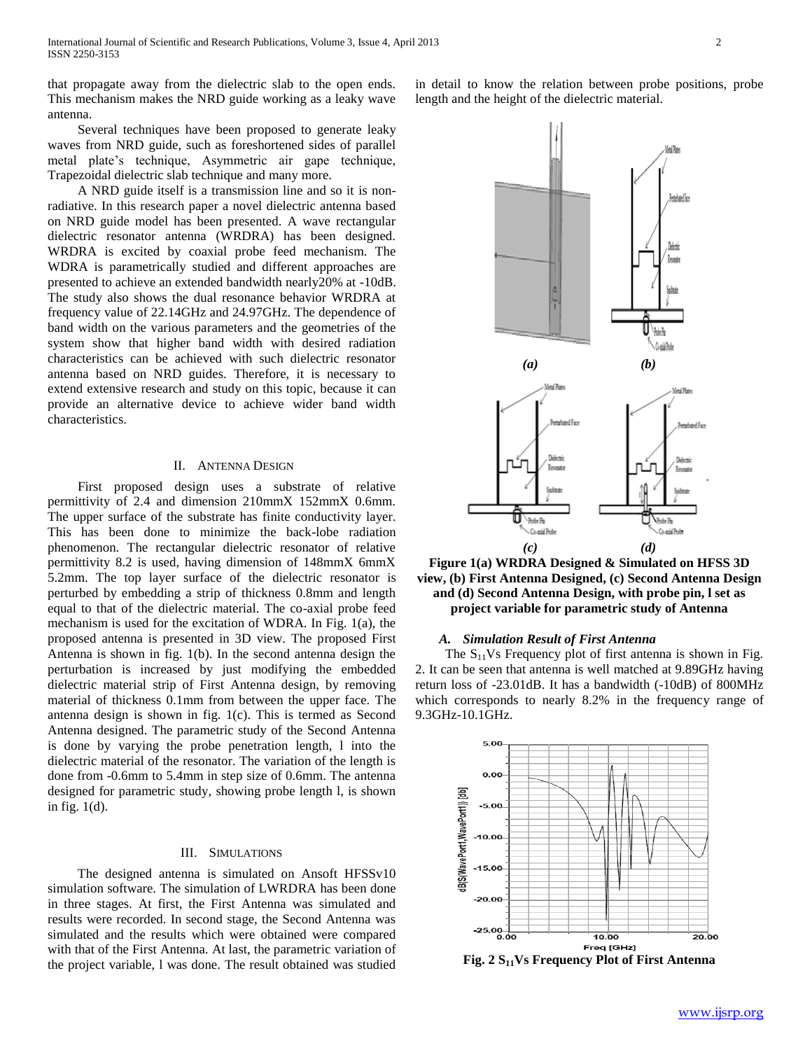that propagate away from the dielectric slab to the open ends. This mechanism makes the NRD guide working as a leaky wave antenna.

Several techniques have been proposed to generate leaky waves from NRD guide, such as foreshortened sides of parallel metal plate's technique, Asymmetric air gape technique, Trapezoidal dielectric slab technique and many more.

A NRD guide itself is a transmission line and so it is non-radiative. In this research paper a novel dielectric antenna based on NRD guide model has been presented. A wave rectangular dielectric resonator antenna (WRDRA) has been designed. WRDRA is excited by coaxial probe feed mechanism. The WDRA is parametrically studied and different approaches are presented to achieve an extended bandwidth nearly20% at -10dB. The study also shows the dual resonance behavior WRDRA at frequency value of 22.14GHz and 24.97GHz. The dependence of band width on the various parameters and the geometries of the system show that higher band width with desired radiation characteristics can be achieved with such dielectric resonator antenna based on NRD guides. Therefore, it is necessary to extend extensive research and study on this topic, because it can provide an alternative device to achieve wider band width characteristics.

## II. Antenna Design

First proposed design uses a substrate of relative permittivity of 2.4 and dimension 210mmX 152mmX 0.6mm. The upper surface of the substrate has finite conductivity layer. This has been done to minimize the back-lobe radiation phenomenon. The rectangular dielectric resonator of relative permittivity 8.2 is used, having dimension of 148mmX 6mmX 5.2mm. The top layer surface of the dielectric resonator is perturbed by embedding a strip of thickness 0.8mm and length equal to that of the dielectric material. The co-axial probe feed mechanism is used for the excitation of WDRA. In Fig. 1(a), the proposed antenna is presented in 3D view. The proposed First Antenna is shown in fig. 1(b). In the second antenna design the perturbation is increased by just modifying the embedded dielectric material strip of First Antenna design, by removing material of thickness 0.1mm from between the upper face. The antenna design is shown in fig. 1(c). This is termed as Second Antenna designed. The parametric study of the Second Antenna is done by varying the probe penetration length, l into the dielectric material of the resonator. The variation of the length is done from -0.6mm to 5.4mm in step size of 0.6mm. The antenna designed for parametric study, showing probe length l, is shown in fig. 1(d).

## III. Simulations

The designed antenna is simulated on Ansoft HFSSv10 simulation software. The simulation of LWRDRA has been done in three stages. At first, the First Antenna was simulated and results were recorded. In second stage, the Second Antenna was simulated and the results which were obtained were compared with that of the First Antenna. At last, the parametric variation of the project variable, l was done. The result obtained was studied in detail to know the relation between probe positions, probe length and the height of the dielectric material.

**Figure 1(a) WRDRA Designed & Simulated on HFSS 3D view, (b) First Antenna Designed, (c) Second Antenna Design and (d) Second Antenna Design, with probe pin, l set as project variable for parametric study of Antenna**

### *A. Simulation Result of First Antenna*

The $S_{11}$Vs Frequency plot of first antenna is shown in Fig. 2. It can be seen that antenna is well matched at 9.89GHz having return loss of -23.01dB. It has a bandwidth (-10dB) of 800MHz which corresponds to nearly 8.2% in the frequency range of 9.3GHz-10.1GHz.

**Fig. 2 $S_{11}$Vs Frequency Plot of First Antenna**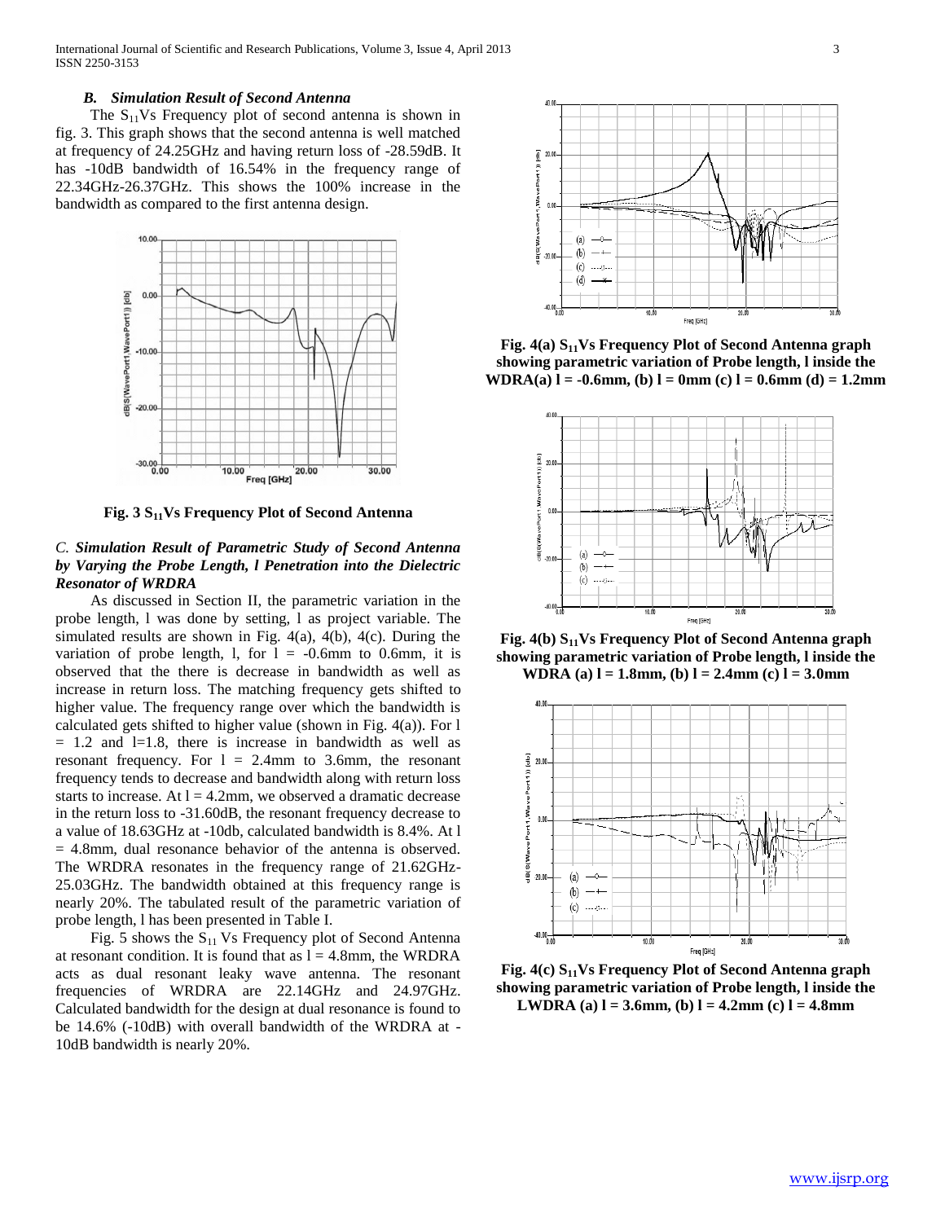### *B. Simulation Result of Second Antenna*

The $S_{11}$Vs Frequency plot of second antenna is shown in fig. 3. This graph shows that the second antenna is well matched at frequency of 24.25GHz and having return loss of -28.59dB. It has -10dB bandwidth of 16.54% in the frequency range of 22.34GHz-26.37GHz. This shows the 100% increase in the bandwidth as compared to the first antenna design.

**Fig. 3 $S_{11}$Vs Frequency Plot of Second Antenna**

### *C. Simulation Result of Parametric Study of Second Antenna by Varying the Probe Length, l Penetration into the Dielectric Resonator of WRDRA*

As discussed in Section II, the parametric variation in the probe length, l was done by setting, l as project variable. The simulated results are shown in Fig. 4(a), 4(b), 4(c). During the variation of probe length, l, for l = -0.6mm to 0.6mm, it is observed that the there is decrease in bandwidth as well as increase in return loss. The matching frequency gets shifted to higher value. The frequency range over which the bandwidth is calculated gets shifted to higher value (shown in Fig. 4(a)). For l = 1.2 and l=1.8, there is increase in bandwidth as well as resonant frequency. For l = 2.4mm to 3.6mm, the resonant frequency tends to decrease and bandwidth along with return loss starts to increase. At l = 4.2mm, we observed a dramatic decrease in the return loss to -31.60dB, the resonant frequency decrease to a value of 18.63GHz at -10db, calculated bandwidth is 8.4%. At l = 4.8mm, dual resonance behavior of the antenna is observed. The WRDRA resonates in the frequency range of 21.62GHz-25.03GHz. The bandwidth obtained at this frequency range is nearly 20%. The tabulated result of the parametric variation of probe length, l has been presented in Table I.

Fig. 5 shows the $S_{11}$ Vs Frequency plot of Second Antenna at resonant condition. It is found that as l = 4.8mm, the WRDRA acts as dual resonant leaky wave antenna. The resonant frequencies of WRDRA are 22.14GHz and 24.97GHz. Calculated bandwidth for the design at dual resonance is found to be 14.6% (-10dB) with overall bandwidth of the WRDRA at -10dB bandwidth is nearly 20%.

**Fig. 4(a) $S_{11}$Vs Frequency Plot of Second Antenna graph showing parametric variation of Probe length, l inside the WDRA(a) l = -0.6mm, (b) l = 0mm (c) l = 0.6mm (d) = 1.2mm**

**Fig. 4(b) $S_{11}$Vs Frequency Plot of Second Antenna graph showing parametric variation of Probe length, l inside the WDRA (a) l = 1.8mm, (b) l = 2.4mm (c) l = 3.0mm**

**Fig. 4(c) $S_{11}$Vs Frequency Plot of Second Antenna graph showing parametric variation of Probe length, l inside the LWDRA (a) l = 3.6mm, (b) l = 4.2mm (c) l = 4.8mm**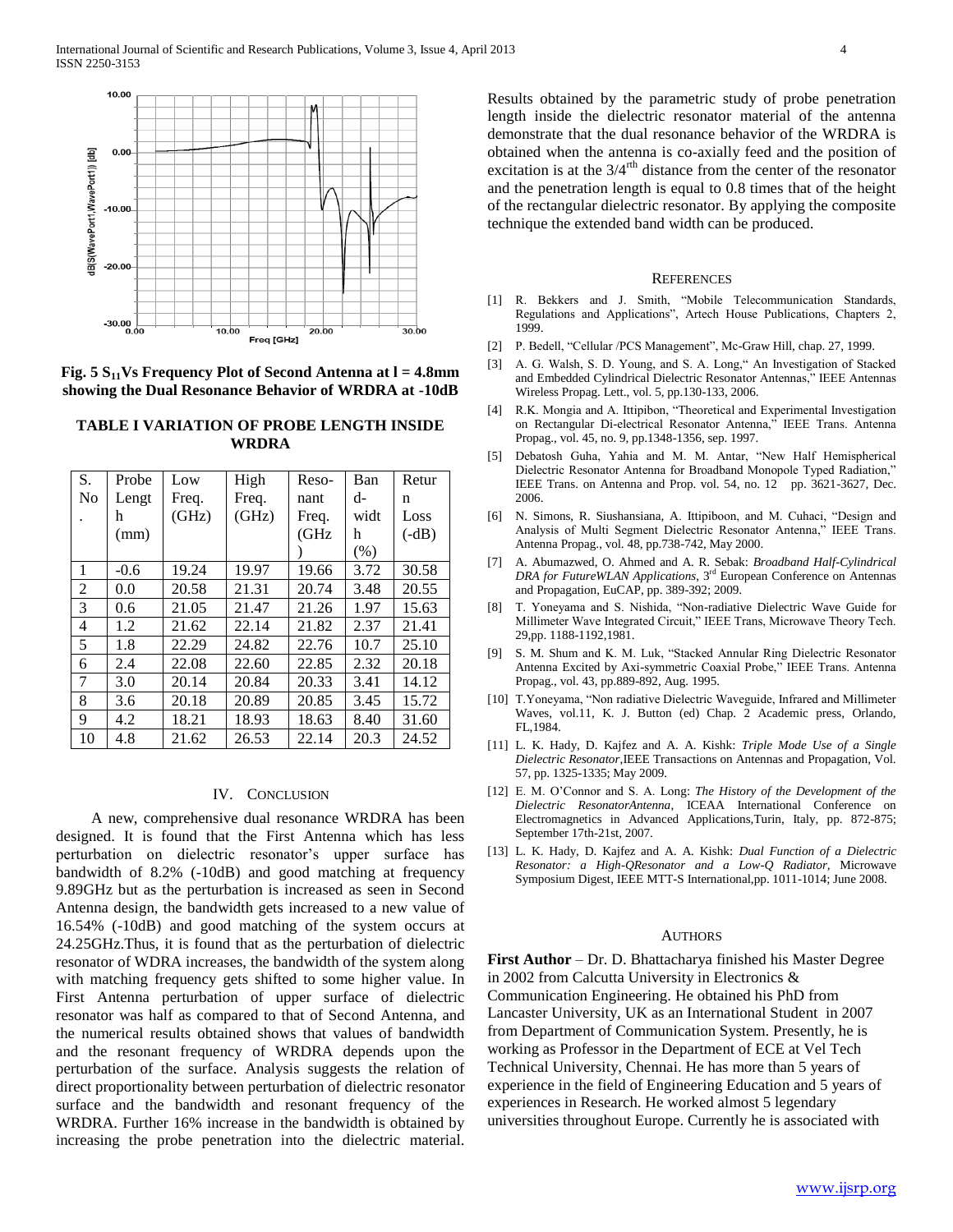**Fig. 5 $S_{11}$ Vs Frequency Plot of Second Antenna at l = 4.8mm showing the Dual Resonance Behavior of WRDRA at -10dB**

**TABLE I VARIATION OF PROBE LENGTH INSIDE WRDRA**

| S. No. | Probe Length (mm) | Low Freq. (GHz) | High Freq. (GHz) | Resonant Freq. (GHz) | Band-width (%) | Return Loss (-dB) |
|---|---|---|---|---|---|---|
| 1 | -0.6 | 19.24 | 19.97 | 19.66 | 3.72 | 30.58 |
| 2 | 0.0 | 20.58 | 21.31 | 20.74 | 3.48 | 20.55 |
| 3 | 0.6 | 21.05 | 21.47 | 21.26 | 1.97 | 15.63 |
| 4 | 1.2 | 21.62 | 22.14 | 21.82 | 2.37 | 21.41 |
| 5 | 1.8 | 22.29 | 24.82 | 22.76 | 10.7 | 25.10 |
| 6 | 2.4 | 22.08 | 22.60 | 22.85 | 2.32 | 20.18 |
| 7 | 3.0 | 20.14 | 20.84 | 20.33 | 3.41 | 14.12 |
| 8 | 3.6 | 20.18 | 20.89 | 20.85 | 3.45 | 15.72 |
| 9 | 4.2 | 18.21 | 18.93 | 18.63 | 8.40 | 31.60 |
| 10 | 4.8 | 21.62 | 26.53 | 22.14 | 20.3 | 24.52 |

## IV. Conclusion

A new, comprehensive dual resonance WRDRA has been designed. It is found that the First Antenna which has less perturbation on dielectric resonator's upper surface has bandwidth of 8.2% (-10dB) and good matching at frequency 9.89GHz but as the perturbation is increased as seen in Second Antenna design, the bandwidth gets increased to a new value of 16.54% (-10dB) and good matching of the system occurs at 24.25GHz.Thus, it is found that as the perturbation of dielectric resonator of WDRA increases, the bandwidth of the system along with matching frequency gets shifted to some higher value. In First Antenna perturbation of upper surface of dielectric resonator was half as compared to that of Second Antenna, and the numerical results obtained shows that values of bandwidth and the resonant frequency of WRDRA depends upon the perturbation of the surface. Analysis suggests the relation of direct proportionality between perturbation of dielectric resonator surface and the bandwidth and resonant frequency of the WRDRA. Further 16% increase in the bandwidth is obtained by increasing the probe penetration into the dielectric material. Results obtained by the parametric study of probe penetration length inside the dielectric resonator material of the antenna demonstrate that the dual resonance behavior of the WRDRA is obtained when the antenna is co-axially feed and the position of excitation is at the 3/4[rth] distance from the center of the resonator and the penetration length is equal to 0.8 times that of the height of the rectangular dielectric resonator. By applying the composite technique the extended band width can be produced.

## References

[1] R. Bekkers and J. Smith, "Mobile Telecommunication Standards, Regulations and Applications", Artech House Publications, Chapters 2, 1999.

[2] P. Bedell, "Cellular /PCS Management", Mc-Graw Hill, chap. 27, 1999.

[3] A. G. Walsh, S. D. Young, and S. A. Long," An Investigation of Stacked and Embedded Cylindrical Dielectric Resonator Antennas," IEEE Antennas Wireless Propag. Lett., vol. 5, pp.130-133, 2006.

[4] R.K. Mongia and A. Ittipibon, "Theoretical and Experimental Investigation on Rectangular Di-electrical Resonator Antenna," IEEE Trans. Antenna Propag., vol. 45, no. 9, pp.1348-1356, sep. 1997.

[5] Debatosh Guha, Yahia and M. M. Antar, "New Half Hemispherical Dielectric Resonator Antenna for Broadband Monopole Typed Radiation," IEEE Trans. on Antenna and Prop. vol. 54, no. 12 pp. 3621-3627, Dec. 2006.

[6] N. Simons, R. Siushansiana, A. Ittipiboon, and M. Cuhaci, "Design and Analysis of Multi Segment Dielectric Resonator Antenna," IEEE Trans. Antenna Propag., vol. 48, pp.738-742, May 2000.

[7] A. Abumazwed, O. Ahmed and A. R. Sebak: *Broadband Half-Cylindrical DRA for FutureWLAN Applications*, 3[rd] European Conference on Antennas and Propagation, EuCAP, pp. 389-392; 2009.

[8] T. Yoneyama and S. Nishida, "Non-radiative Dielectric Wave Guide for Millimeter Wave Integrated Circuit," IEEE Trans, Microwave Theory Tech. 29,pp. 1188-1192,1981.

[9] S. M. Shum and K. M. Luk, "Stacked Annular Ring Dielectric Resonator Antenna Excited by Axi-symmetric Coaxial Probe," IEEE Trans. Antenna Propag., vol. 43, pp.889-892, Aug. 1995.

[10] T.Yoneyama, "Non radiative Dielectric Waveguide, Infrared and Millimeter Waves, vol.11, K. J. Button (ed) Chap. 2 Academic press, Orlando, FL,1984.

[11] L. K. Hady, D. Kajfez and A. A. Kishk: *Triple Mode Use of a Single Dielectric Resonator*,IEEE Transactions on Antennas and Propagation, Vol. 57, pp. 1325-1335; May 2009.

[12] E. M. O'Connor and S. A. Long: *The History of the Development of the Dielectric ResonatorAntenna*, ICEAA International Conference on Electromagnetics in Advanced Applications,Turin, Italy, pp. 872-875; September 17th-21st, 2007.

[13] L. K. Hady, D. Kajfez and A. A. Kishk: *Dual Function of a Dielectric Resonator: a High-QResonator and a Low-Q Radiator*, Microwave Symposium Digest, IEEE MTT-S International,pp. 1011-1014; June 2008.

## Authors

**First Author** – Dr. D. Bhattacharya finished his Master Degree in 2002 from Calcutta University in Electronics & Communication Engineering. He obtained his PhD from Lancaster University, UK as an International Student in 2007 from Department of Communication System. Presently, he is working as Professor in the Department of ECE at Vel Tech Technical University, Chennai. He has more than 5 years of experience in the field of Engineering Education and 5 years of experiences in Research. He worked almost 5 legendary universities throughout Europe. Currently he is associated with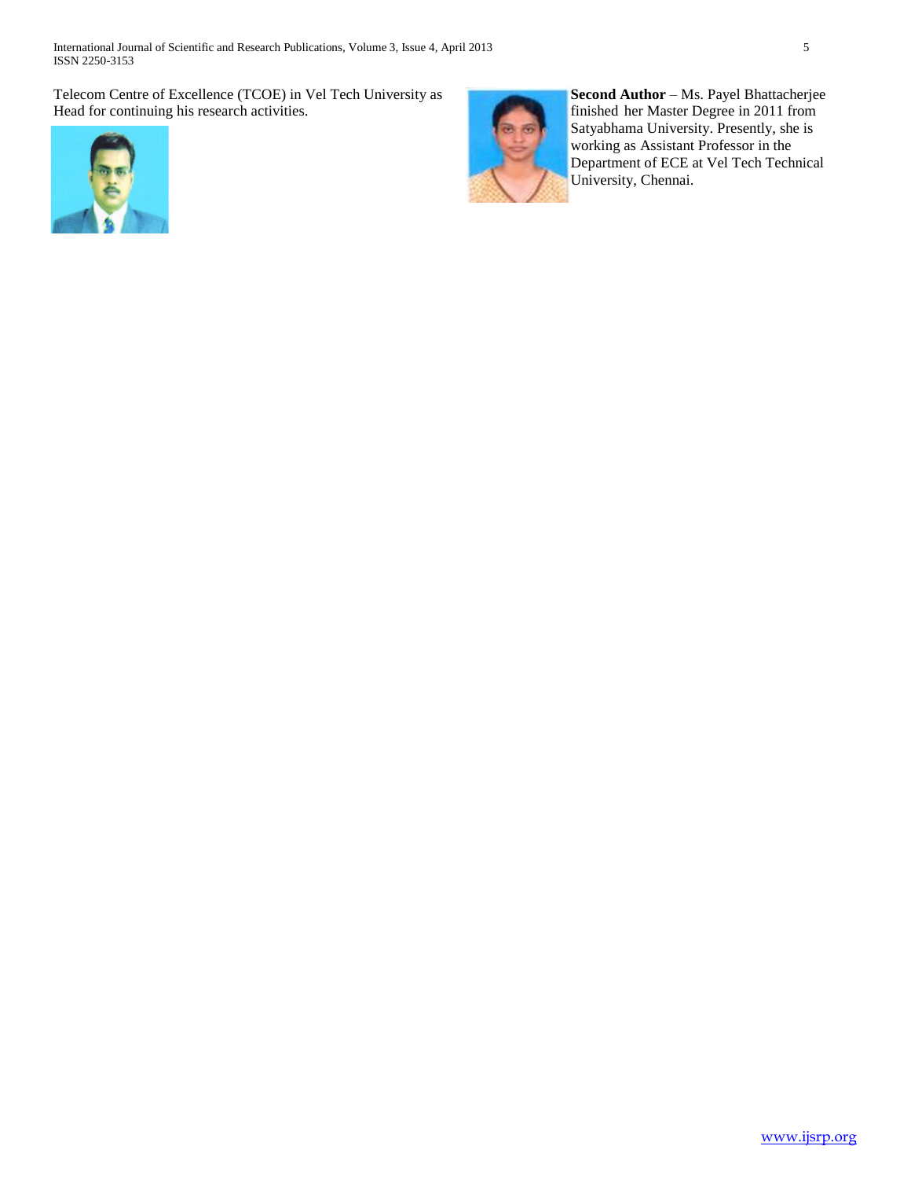Telecom Centre of Excellence (TCOE) in Vel Tech University as Head for continuing his research activities.

**Second Author** – Ms. Payel Bhattacherjee finished her Master Degree in 2011 from Satyabhama University. Presently, she is working as Assistant Professor in the Department of ECE at Vel Tech Technical University, Chennai.